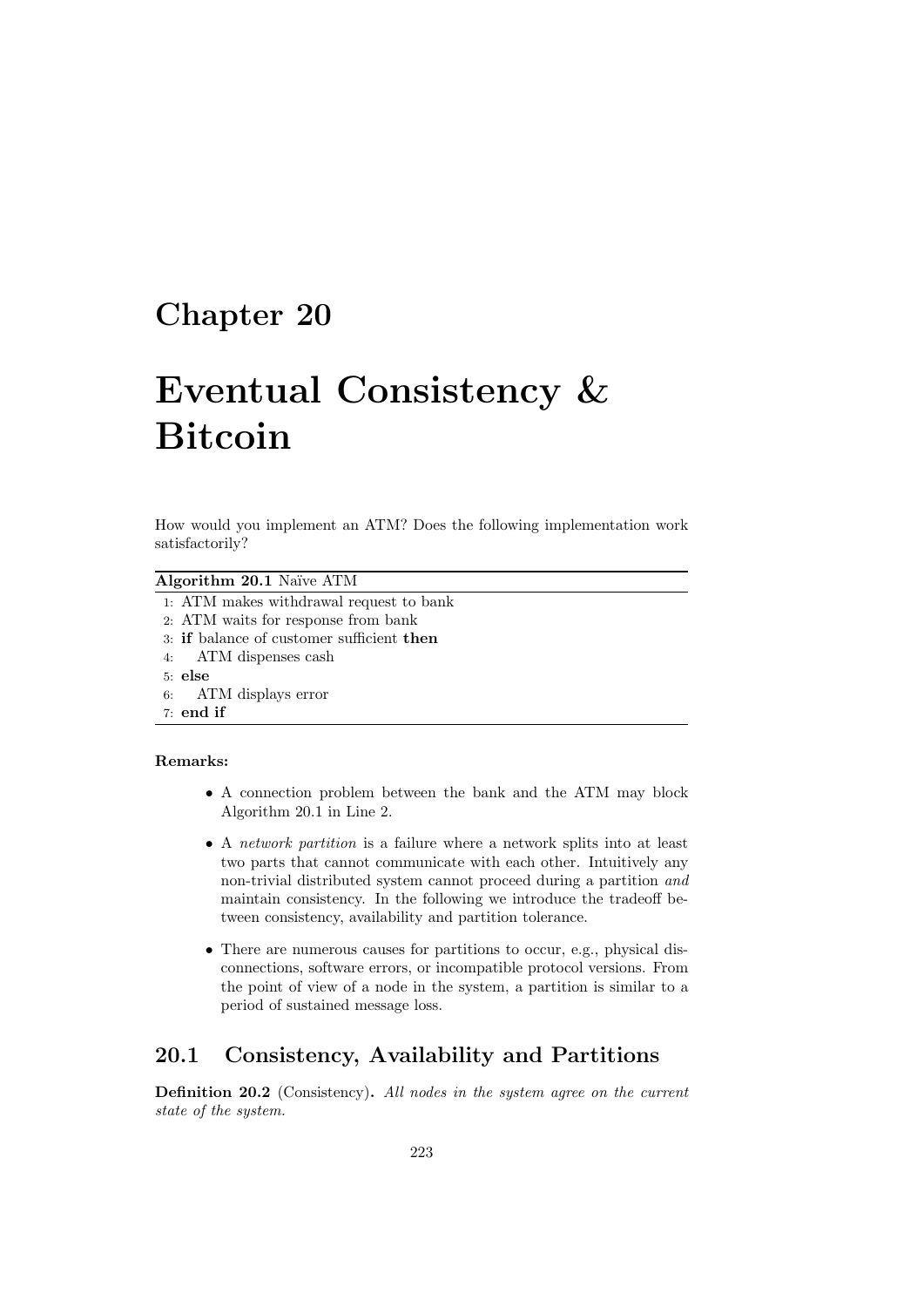# Chapter 20

# Eventual Consistency & Bitcoin

How would you implement an ATM? Does the following implementation work satisfactorily?

**Algorithm 20.1** Naïve ATM

```
1: ATM makes withdrawal request to bank
2: ATM waits for response from bank
3: if balance of customer sufficient then
4:    ATM dispenses cash
5: else
6:    ATM displays error
7: end if
```

**Remarks:**

- A connection problem between the bank and the ATM may block Algorithm 20.1 in Line 2.
- A *network partition* is a failure where a network splits into at least two parts that cannot communicate with each other. Intuitively any non-trivial distributed system cannot proceed during a partition *and* maintain consistency. In the following we introduce the tradeoff between consistency, availability and partition tolerance.
- There are numerous causes for partitions to occur, e.g., physical disconnections, software errors, or incompatible protocol versions. From the point of view of a node in the system, a partition is similar to a period of sustained message loss.

## 20.1 Consistency, Availability and Partitions

**Definition 20.2** (Consistency)**.** *All nodes in the system agree on the current state of the system.*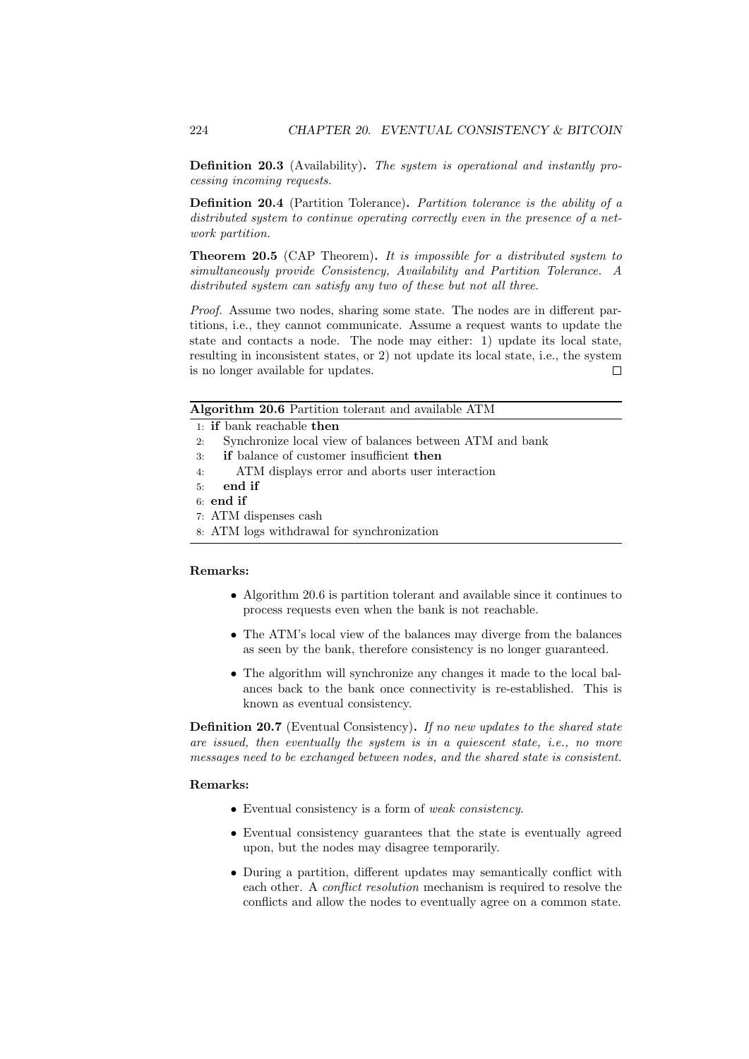**Definition 20.3** (Availability)**.** *The system is operational and instantly processing incoming requests.*

**Definition 20.4** (Partition Tolerance)**.** *Partition tolerance is the ability of a distributed system to continue operating correctly even in the presence of a network partition.*

**Theorem 20.5** (CAP Theorem)**.** *It is impossible for a distributed system to simultaneously provide Consistency, Availability and Partition Tolerance. A distributed system can satisfy any two of these but not all three.*

*Proof.* Assume two nodes, sharing some state. The nodes are in different partitions, i.e., they cannot communicate. Assume a request wants to update the state and contacts a node. The node may either: 1) update its local state, resulting in inconsistent states, or 2) not update its local state, i.e., the system is no longer available for updates. □

**Algorithm 20.6** Partition tolerant and available ATM

```
1: if bank reachable then
2:    Synchronize local view of balances between ATM and bank
3:    if balance of customer insufficient then
4:       ATM displays error and aborts user interaction
5:    end if
6: end if
7: ATM dispenses cash
8: ATM logs withdrawal for synchronization
```

**Remarks:**

- Algorithm 20.6 is partition tolerant and available since it continues to process requests even when the bank is not reachable.
- The ATM's local view of the balances may diverge from the balances as seen by the bank, therefore consistency is no longer guaranteed.
- The algorithm will synchronize any changes it made to the local balances back to the bank once connectivity is re-established. This is known as eventual consistency.

**Definition 20.7** (Eventual Consistency)**.** *If no new updates to the shared state are issued, then eventually the system is in a quiescent state, i.e., no more messages need to be exchanged between nodes, and the shared state is consistent.*

**Remarks:**

- Eventual consistency is a form of *weak consistency*.
- Eventual consistency guarantees that the state is eventually agreed upon, but the nodes may disagree temporarily.
- During a partition, different updates may semantically conflict with each other. A *conflict resolution* mechanism is required to resolve the conflicts and allow the nodes to eventually agree on a common state.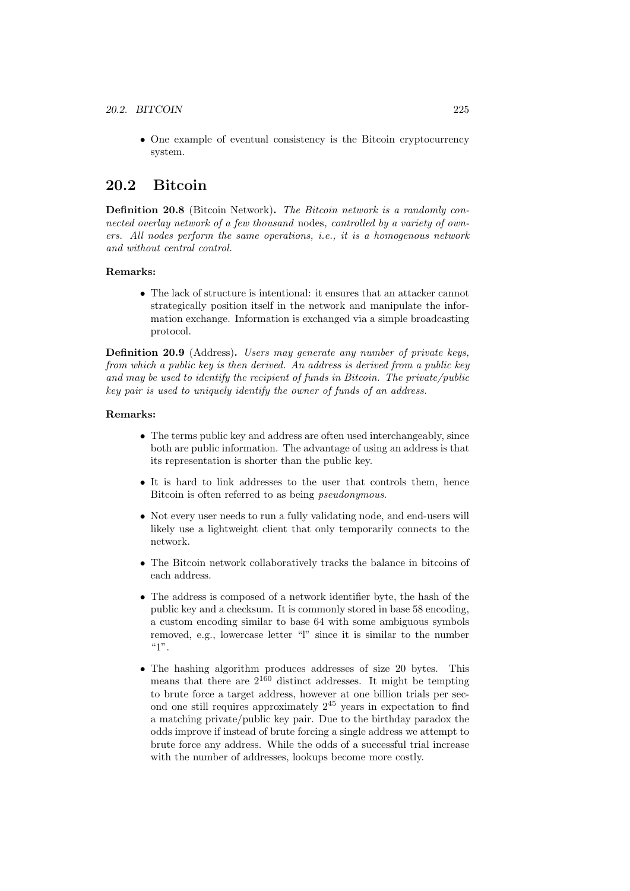- One example of eventual consistency is the Bitcoin cryptocurrency system.

## 20.2 Bitcoin

**Definition 20.8** (Bitcoin Network)**.** *The Bitcoin network is a randomly connected overlay network of a few thousand* nodes*, controlled by a variety of owners. All nodes perform the same operations, i.e., it is a homogenous network and without central control.*

**Remarks:**

- The lack of structure is intentional: it ensures that an attacker cannot strategically position itself in the network and manipulate the information exchange. Information is exchanged via a simple broadcasting protocol.

**Definition 20.9** (Address)**.** *Users may generate any number of private keys, from which a public key is then derived. An address is derived from a public key and may be used to identify the recipient of funds in Bitcoin. The private/public key pair is used to uniquely identify the owner of funds of an address.*

**Remarks:**

- The terms public key and address are often used interchangeably, since both are public information. The advantage of using an address is that its representation is shorter than the public key.
- It is hard to link addresses to the user that controls them, hence Bitcoin is often referred to as being *pseudonymous*.
- Not every user needs to run a fully validating node, and end-users will likely use a lightweight client that only temporarily connects to the network.
- The Bitcoin network collaboratively tracks the balance in bitcoins of each address.
- The address is composed of a network identifier byte, the hash of the public key and a checksum. It is commonly stored in base 58 encoding, a custom encoding similar to base 64 with some ambiguous symbols removed, e.g., lowercase letter "l" since it is similar to the number "1".
- The hashing algorithm produces addresses of size 20 bytes. This means that there are $2^{160}$ distinct addresses. It might be tempting to brute force a target address, however at one billion trials per second one still requires approximately $2^{45}$ years in expectation to find a matching private/public key pair. Due to the birthday paradox the odds improve if instead of brute forcing a single address we attempt to brute force any address. While the odds of a successful trial increase with the number of addresses, lookups become more costly.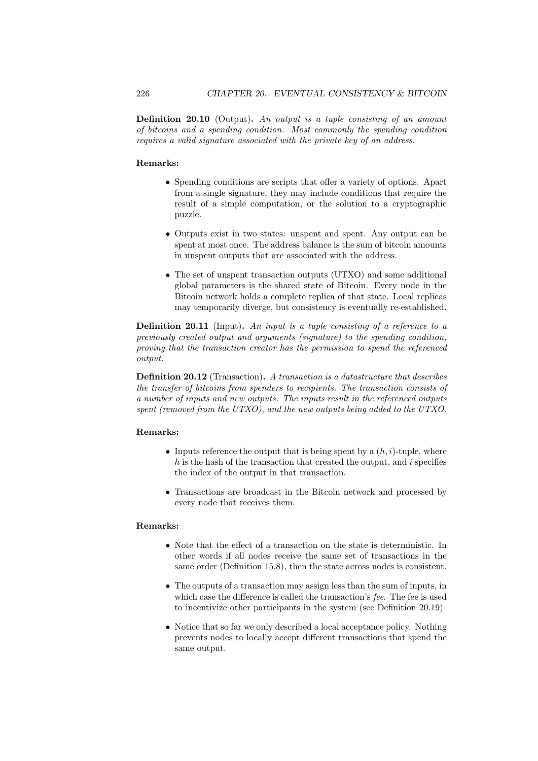**Definition 20.10** (Output)**.** *An output is a tuple consisting of an amount of bitcoins and a spending condition. Most commonly the spending condition requires a valid signature associated with the private key of an address.*

**Remarks:**

- Spending conditions are scripts that offer a variety of options. Apart from a single signature, they may include conditions that require the result of a simple computation, or the solution to a cryptographic puzzle.
- Outputs exist in two states: unspent and spent. Any output can be spent at most once. The address balance is the sum of bitcoin amounts in unspent outputs that are associated with the address.
- The set of unspent transaction outputs (UTXO) and some additional global parameters is the shared state of Bitcoin. Every node in the Bitcoin network holds a complete replica of that state. Local replicas may temporarily diverge, but consistency is eventually re-established.

**Definition 20.11** (Input)**.** *An input is a tuple consisting of a reference to a previously created output and arguments (signature) to the spending condition, proving that the transaction creator has the permission to spend the referenced output.*

**Definition 20.12** (Transaction)**.** *A transaction is a datastructure that describes the transfer of bitcoins from spenders to recipients. The transaction consists of a number of inputs and new outputs. The inputs result in the referenced outputs spent (removed from the UTXO), and the new outputs being added to the UTXO.*

**Remarks:**

- Inputs reference the output that is being spent by a $(h, i)$-tuple, where $h$ is the hash of the transaction that created the output, and $i$ specifies the index of the output in that transaction.
- Transactions are broadcast in the Bitcoin network and processed by every node that receives them.

**Remarks:**

- Note that the effect of a transaction on the state is deterministic. In other words if all nodes receive the same set of transactions in the same order (Definition 15.8), then the state across nodes is consistent.
- The outputs of a transaction may assign less than the sum of inputs, in which case the difference is called the transaction's *fee*. The fee is used to incentivize other participants in the system (see Definition 20.19)
- Notice that so far we only described a local acceptance policy. Nothing prevents nodes to locally accept different transactions that spend the same output.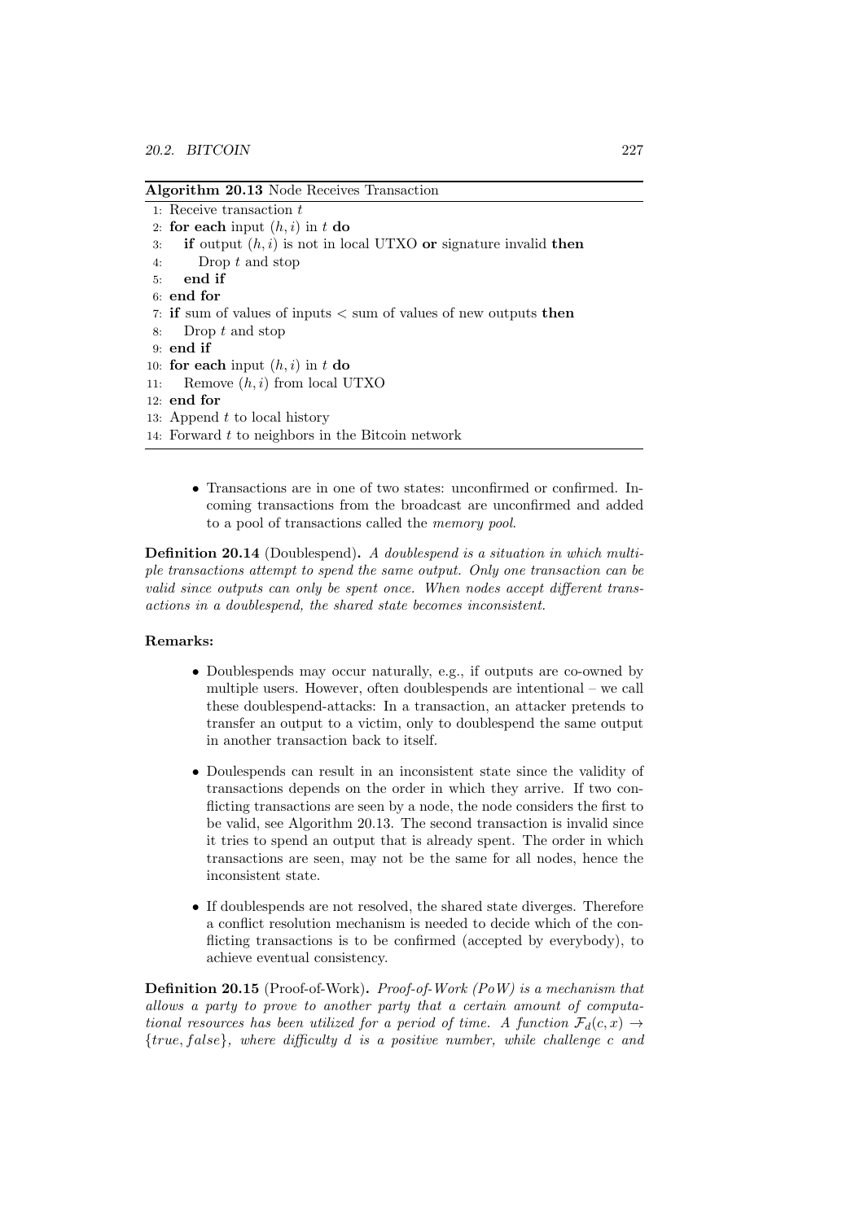**Algorithm 20.13** Node Receives Transaction

```
1: Receive transaction t
2: for each input (h, i) in t do
3:    if output (h, i) is not in local UTXO or signature invalid then
4:       Drop t and stop
5:    end if
6: end for
7: if sum of values of inputs < sum of values of new outputs then
8:    Drop t and stop
9: end if
10: for each input (h, i) in t do
11:    Remove (h, i) from local UTXO
12: end for
13: Append t to local history
14: Forward t to neighbors in the Bitcoin network
```

- Transactions are in one of two states: unconfirmed or confirmed. Incoming transactions from the broadcast are unconfirmed and added to a pool of transactions called the *memory pool*.

**Definition 20.14** (Doublespend)**.** *A doublespend is a situation in which multiple transactions attempt to spend the same output. Only one transaction can be valid since outputs can only be spent once. When nodes accept different transactions in a doublespend, the shared state becomes inconsistent.*

**Remarks:**

- Doublespends may occur naturally, e.g., if outputs are co-owned by multiple users. However, often doublespends are intentional – we call these doublespend-attacks: In a transaction, an attacker pretends to transfer an output to a victim, only to doublespend the same output in another transaction back to itself.

- Doulespends can result in an inconsistent state since the validity of transactions depends on the order in which they arrive. If two conflicting transactions are seen by a node, the node considers the first to be valid, see Algorithm 20.13. The second transaction is invalid since it tries to spend an output that is already spent. The order in which transactions are seen, may not be the same for all nodes, hence the inconsistent state.

- If doublespends are not resolved, the shared state diverges. Therefore a conflict resolution mechanism is needed to decide which of the conflicting transactions is to be confirmed (accepted by everybody), to achieve eventual consistency.

**Definition 20.15** (Proof-of-Work)**.** *Proof-of-Work (PoW) is a mechanism that allows a party to prove to another party that a certain amount of computational resources has been utilized for a period of time. A function $\mathcal{F}_d(c, x) \rightarrow \{true, false\}$, where difficulty $d$ is a positive number, while challenge $c$ and*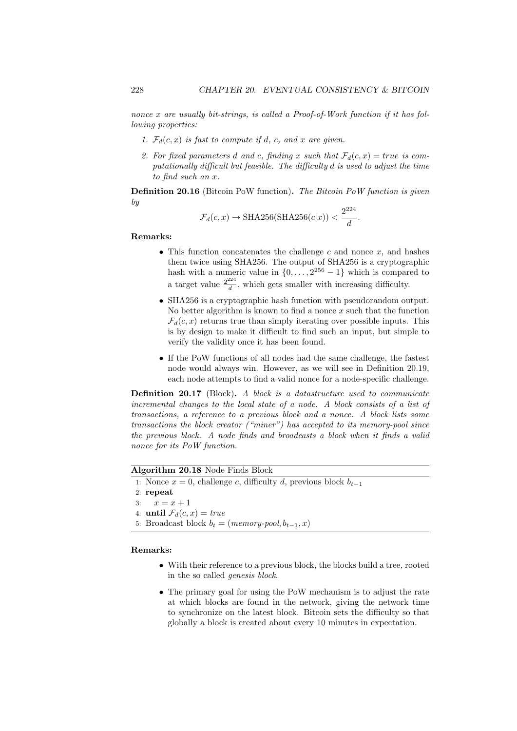*nonce $x$ are usually bit-strings, is called a Proof-of-Work function if it has following properties:*

1. *$\mathcal{F}_d(c, x)$ is fast to compute if $d$, $c$, and $x$ are given.*
2. *For fixed parameters $d$ and $c$, finding $x$ such that $\mathcal{F}_d(c, x) = true$ is computationally difficult but feasible. The difficulty $d$ is used to adjust the time to find such an $x$.*

**Definition 20.16** (Bitcoin PoW function)**.** *The Bitcoin PoW function is given by*

$$\mathcal{F}_d(c, x) \to \text{SHA256}(\text{SHA256}(c|x)) < \frac{2^{224}}{d}.$$

**Remarks:**

- This function concatenates the challenge $c$ and nonce $x$, and hashes them twice using SHA256. The output of SHA256 is a cryptographic hash with a numeric value in $\{0, \ldots, 2^{256} - 1\}$ which is compared to a target value $\frac{2^{224}}{d}$, which gets smaller with increasing difficulty.
- SHA256 is a cryptographic hash function with pseudorandom output. No better algorithm is known to find a nonce $x$ such that the function $\mathcal{F}_d(c, x)$ returns true than simply iterating over possible inputs. This is by design to make it difficult to find such an input, but simple to verify the validity once it has been found.
- If the PoW functions of all nodes had the same challenge, the fastest node would always win. However, as we will see in Definition 20.19, each node attempts to find a valid nonce for a node-specific challenge.

**Definition 20.17** (Block)**.** *A block is a datastructure used to communicate incremental changes to the local state of a node. A block consists of a list of transactions, a reference to a previous block and a nonce. A block lists some transactions the block creator ("miner") has accepted to its memory-pool since the previous block. A node finds and broadcasts a block when it finds a valid nonce for its PoW function.*

**Algorithm 20.18** Node Finds Block

1: Nonce $x = 0$, challenge $c$, difficulty $d$, previous block $b_{t-1}$
2: **repeat**
3: $\quad x = x + 1$
4: **until** $\mathcal{F}_d(c, x) = true$
5: Broadcast block $b_t = (\textit{memory-pool}, b_{t-1}, x)$

**Remarks:**

- With their reference to a previous block, the blocks build a tree, rooted in the so called *genesis block*.
- The primary goal for using the PoW mechanism is to adjust the rate at which blocks are found in the network, giving the network time to synchronize on the latest block. Bitcoin sets the difficulty so that globally a block is created about every 10 minutes in expectation.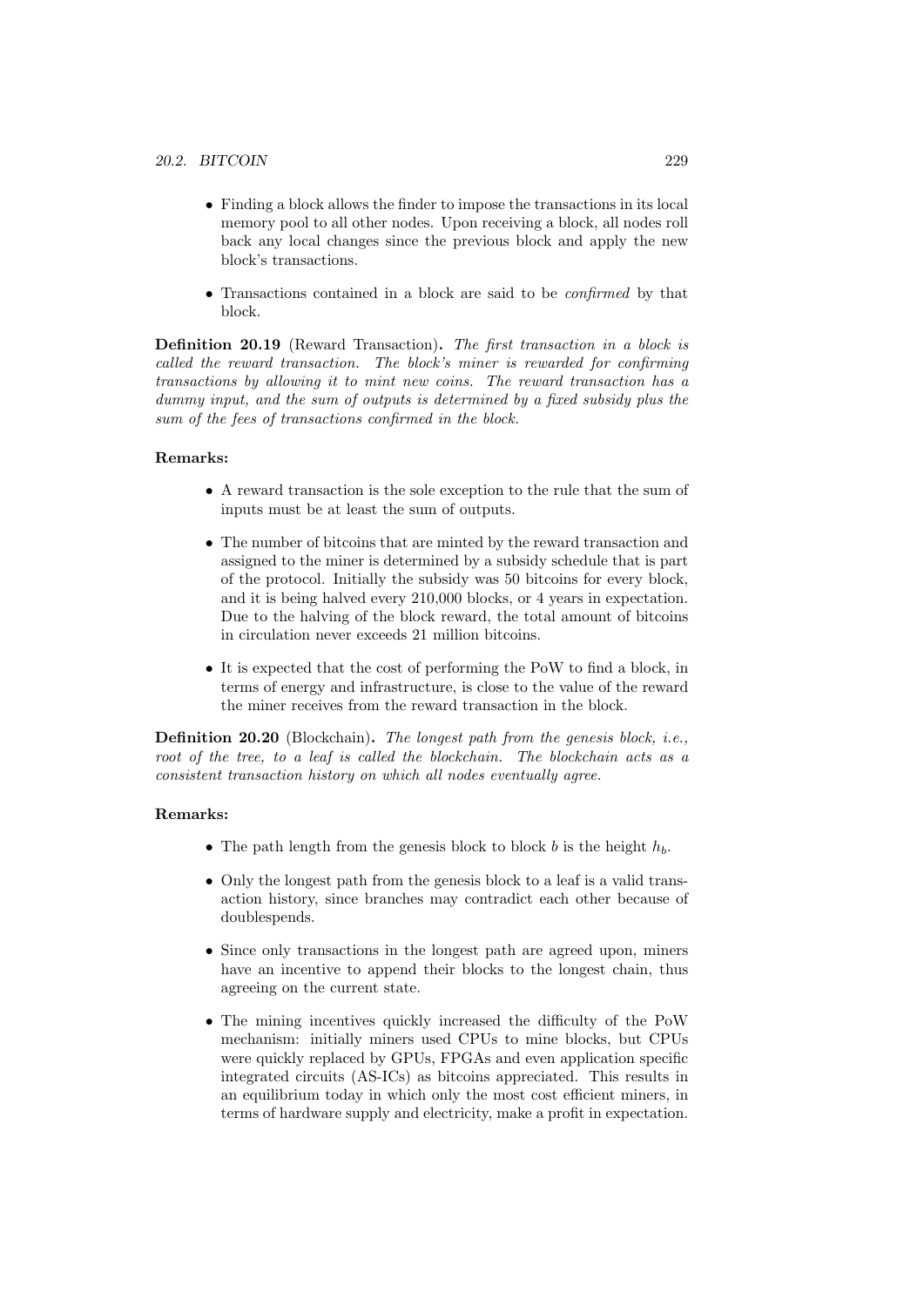- Finding a block allows the finder to impose the transactions in its local memory pool to all other nodes. Upon receiving a block, all nodes roll back any local changes since the previous block and apply the new block's transactions.

- Transactions contained in a block are said to be *confirmed* by that block.

**Definition 20.19** (Reward Transaction)**.** *The first transaction in a block is called the reward transaction. The block's miner is rewarded for confirming transactions by allowing it to mint new coins. The reward transaction has a dummy input, and the sum of outputs is determined by a fixed subsidy plus the sum of the fees of transactions confirmed in the block.*

**Remarks:**

- A reward transaction is the sole exception to the rule that the sum of inputs must be at least the sum of outputs.

- The number of bitcoins that are minted by the reward transaction and assigned to the miner is determined by a subsidy schedule that is part of the protocol. Initially the subsidy was 50 bitcoins for every block, and it is being halved every 210,000 blocks, or 4 years in expectation. Due to the halving of the block reward, the total amount of bitcoins in circulation never exceeds 21 million bitcoins.

- It is expected that the cost of performing the PoW to find a block, in terms of energy and infrastructure, is close to the value of the reward the miner receives from the reward transaction in the block.

**Definition 20.20** (Blockchain)**.** *The longest path from the genesis block, i.e., root of the tree, to a leaf is called the blockchain. The blockchain acts as a consistent transaction history on which all nodes eventually agree.*

**Remarks:**

- The path length from the genesis block to block $b$ is the height $h_b$.

- Only the longest path from the genesis block to a leaf is a valid transaction history, since branches may contradict each other because of doublespends.

- Since only transactions in the longest path are agreed upon, miners have an incentive to append their blocks to the longest chain, thus agreeing on the current state.

- The mining incentives quickly increased the difficulty of the PoW mechanism: initially miners used CPUs to mine blocks, but CPUs were quickly replaced by GPUs, FPGAs and even application specific integrated circuits (AS-ICs) as bitcoins appreciated. This results in an equilibrium today in which only the most cost efficient miners, in terms of hardware supply and electricity, make a profit in expectation.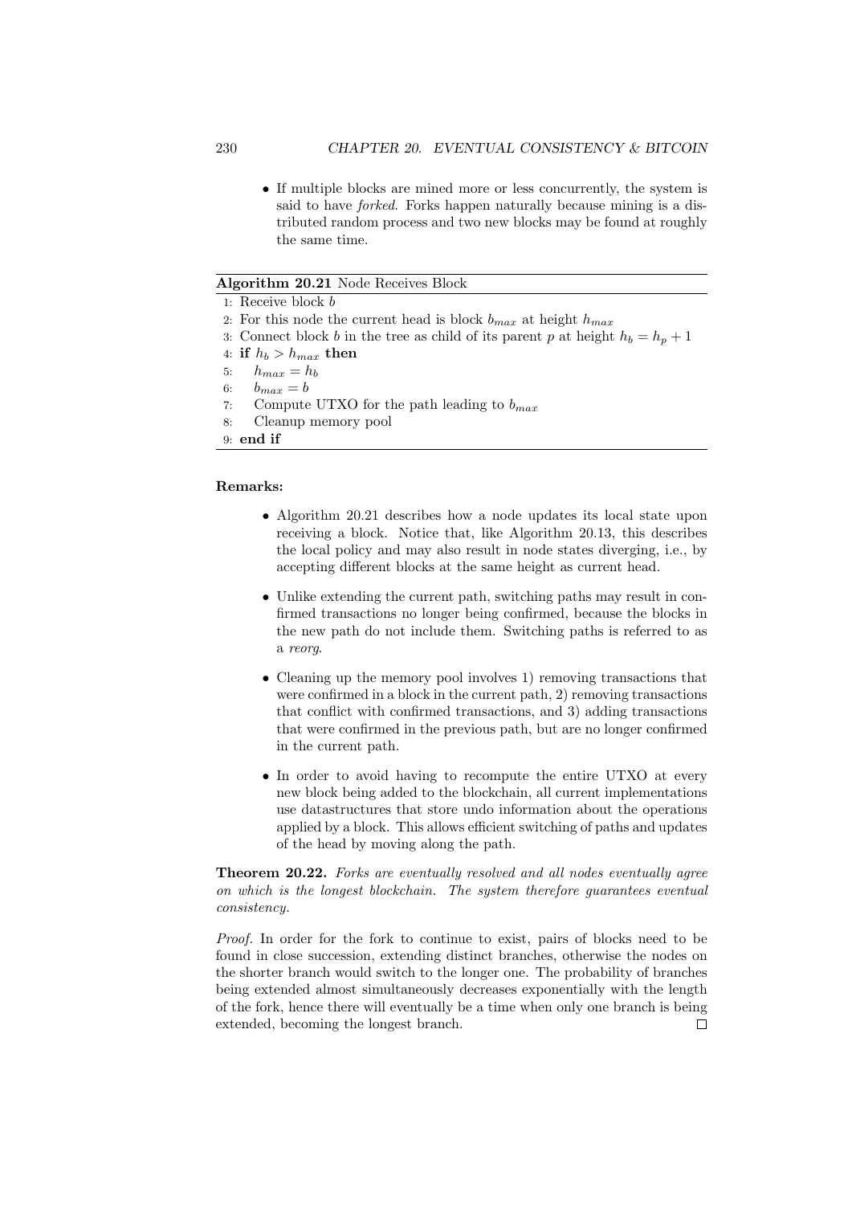- If multiple blocks are mined more or less concurrently, the system is said to have *forked*. Forks happen naturally because mining is a distributed random process and two new blocks may be found at roughly the same time.

**Algorithm 20.21** Node Receives Block

```
1: Receive block b
2: For this node the current head is block b_max at height h_max
3: Connect block b in the tree as child of its parent p at height h_b = h_p + 1
4: if h_b > h_max then
5:     h_max = h_b
6:     b_max = b
7:     Compute UTXO for the path leading to b_max
8:     Cleanup memory pool
9: end if
```

**Remarks:**

- Algorithm 20.21 describes how a node updates its local state upon receiving a block. Notice that, like Algorithm 20.13, this describes the local policy and may also result in node states diverging, i.e., by accepting different blocks at the same height as current head.
- Unlike extending the current path, switching paths may result in confirmed transactions no longer being confirmed, because the blocks in the new path do not include them. Switching paths is referred to as a *reorg*.
- Cleaning up the memory pool involves 1) removing transactions that were confirmed in a block in the current path, 2) removing transactions that conflict with confirmed transactions, and 3) adding transactions that were confirmed in the previous path, but are no longer confirmed in the current path.
- In order to avoid having to recompute the entire UTXO at every new block being added to the blockchain, all current implementations use datastructures that store undo information about the operations applied by a block. This allows efficient switching of paths and updates of the head by moving along the path.

**Theorem 20.22.** *Forks are eventually resolved and all nodes eventually agree on which is the longest blockchain. The system therefore guarantees eventual consistency.*

*Proof.* In order for the fork to continue to exist, pairs of blocks need to be found in close succession, extending distinct branches, otherwise the nodes on the shorter branch would switch to the longer one. The probability of branches being extended almost simultaneously decreases exponentially with the length of the fork, hence there will eventually be a time when only one branch is being extended, becoming the longest branch. □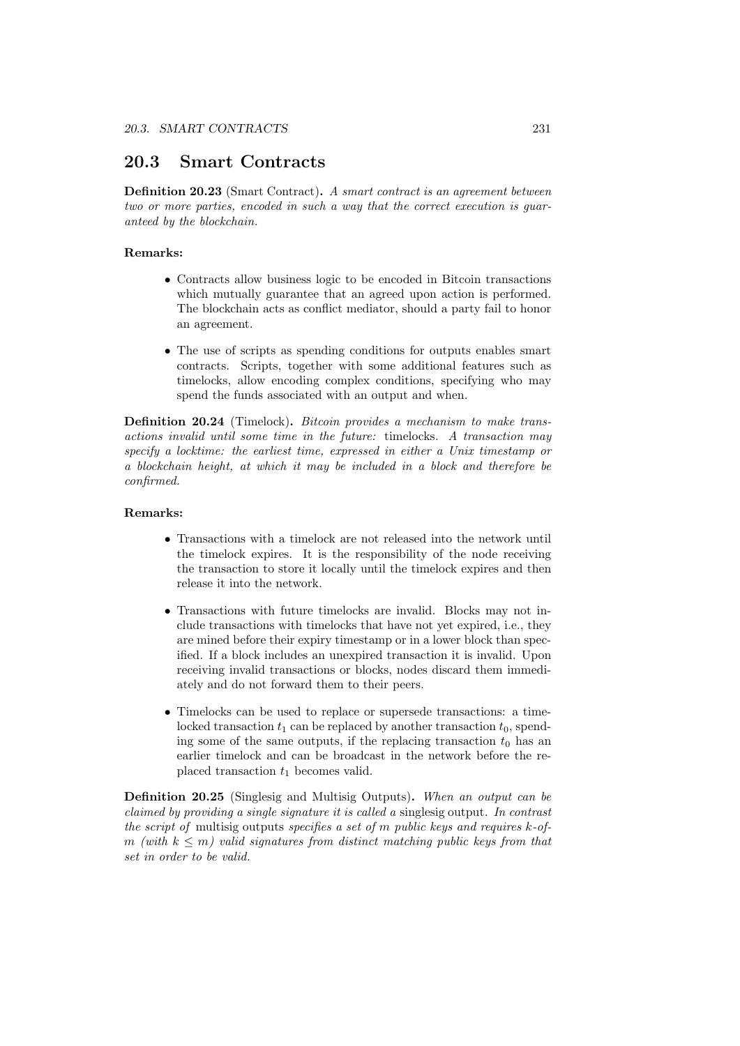## 20.3 Smart Contracts

**Definition 20.23** (Smart Contract)**.** *A smart contract is an agreement between two or more parties, encoded in such a way that the correct execution is guaranteed by the blockchain.*

**Remarks:**

- Contracts allow business logic to be encoded in Bitcoin transactions which mutually guarantee that an agreed upon action is performed. The blockchain acts as conflict mediator, should a party fail to honor an agreement.
- The use of scripts as spending conditions for outputs enables smart contracts. Scripts, together with some additional features such as timelocks, allow encoding complex conditions, specifying who may spend the funds associated with an output and when.

**Definition 20.24** (Timelock)**.** *Bitcoin provides a mechanism to make transactions invalid until some time in the future:* timelocks*. A transaction may specify a locktime: the earliest time, expressed in either a Unix timestamp or a blockchain height, at which it may be included in a block and therefore be confirmed.*

**Remarks:**

- Transactions with a timelock are not released into the network until the timelock expires. It is the responsibility of the node receiving the transaction to store it locally until the timelock expires and then release it into the network.
- Transactions with future timelocks are invalid. Blocks may not include transactions with timelocks that have not yet expired, i.e., they are mined before their expiry timestamp or in a lower block than specified. If a block includes an unexpired transaction it is invalid. Upon receiving invalid transactions or blocks, nodes discard them immediately and do not forward them to their peers.
- Timelocks can be used to replace or supersede transactions: a timelocked transaction $t_1$ can be replaced by another transaction $t_0$, spending some of the same outputs, if the replacing transaction $t_0$ has an earlier timelock and can be broadcast in the network before the replaced transaction $t_1$ becomes valid.

**Definition 20.25** (Singlesig and Multisig Outputs)**.** *When an output can be claimed by providing a single signature it is called a* singlesig output*. In contrast the script of* multisig outputs *specifies a set of $m$ public keys and requires $k$-of-$m$ (with $k \leq m$) valid signatures from distinct matching public keys from that set in order to be valid.*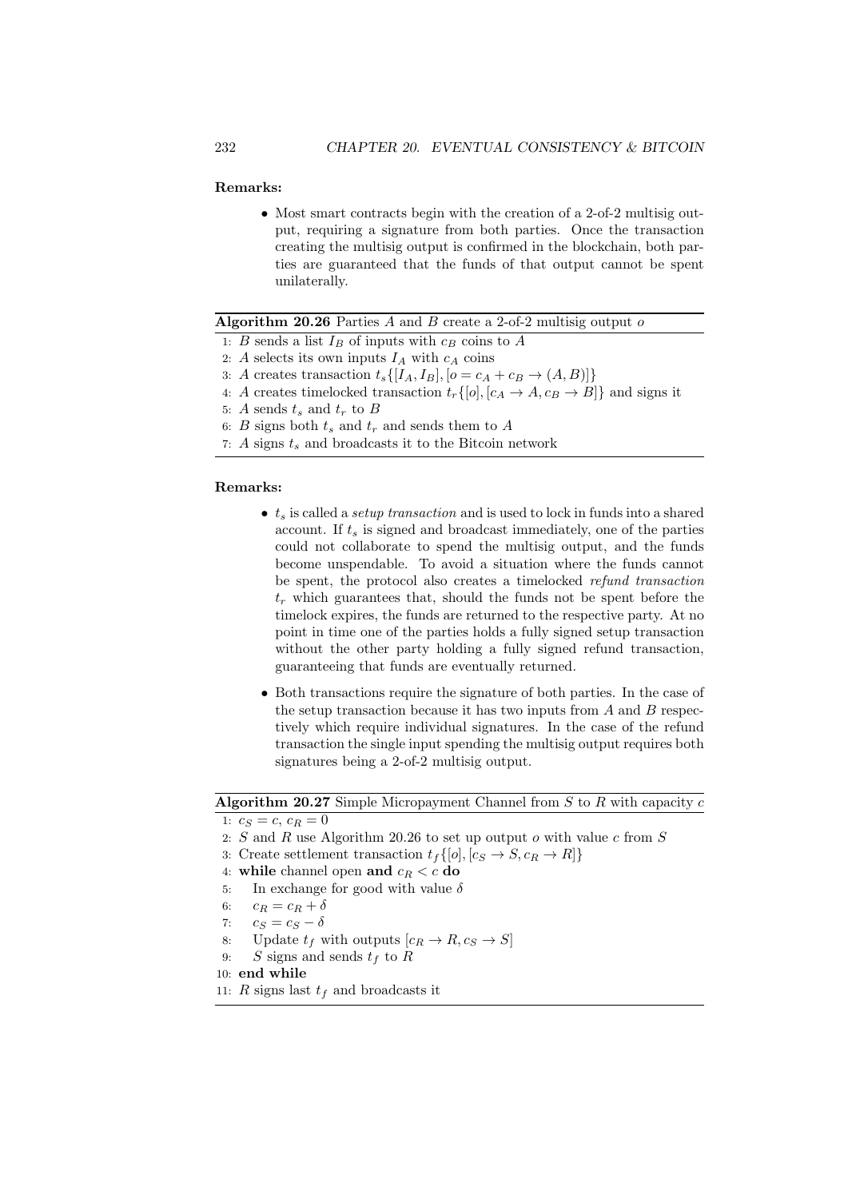**Remarks:**

- Most smart contracts begin with the creation of a 2-of-2 multisig output, requiring a signature from both parties. Once the transaction creating the multisig output is confirmed in the blockchain, both parties are guaranteed that the funds of that output cannot be spent unilaterally.

**Algorithm 20.26** Parties $A$ and $B$ create a 2-of-2 multisig output $o$

1: $B$ sends a list $I_B$ of inputs with $c_B$ coins to $A$
2: $A$ selects its own inputs $I_A$ with $c_A$ coins
3: $A$ creates transaction $t_s\{[I_A, I_B], [o = c_A + c_B \rightarrow (A, B)]\}$
4: $A$ creates timelocked transaction $t_r\{[o], [c_A \rightarrow A, c_B \rightarrow B]\}$ and signs it
5: $A$ sends $t_s$ and $t_r$ to $B$
6: $B$ signs both $t_s$ and $t_r$ and sends them to $A$
7: $A$ signs $t_s$ and broadcasts it to the Bitcoin network

**Remarks:**

- $t_s$ is called a *setup transaction* and is used to lock in funds into a shared account. If $t_s$ is signed and broadcast immediately, one of the parties could not collaborate to spend the multisig output, and the funds become unspendable. To avoid a situation where the funds cannot be spent, the protocol also creates a timelocked *refund transaction* $t_r$ which guarantees that, should the funds not be spent before the timelock expires, the funds are returned to the respective party. At no point in time one of the parties holds a fully signed setup transaction without the other party holding a fully signed refund transaction, guaranteeing that funds are eventually returned.
- Both transactions require the signature of both parties. In the case of the setup transaction because it has two inputs from $A$ and $B$ respectively which require individual signatures. In the case of the refund transaction the single input spending the multisig output requires both signatures being a 2-of-2 multisig output.

**Algorithm 20.27** Simple Micropayment Channel from $S$ to $R$ with capacity $c$

1: $c_S = c$, $c_R = 0$
2: $S$ and $R$ use Algorithm 20.26 to set up output $o$ with value $c$ from $S$
3: Create settlement transaction $t_f\{[o], [c_S \rightarrow S, c_R \rightarrow R]\}$
4: **while** channel open **and** $c_R < c$ **do**
5: &nbsp;&nbsp;&nbsp;&nbsp;In exchange for good with value $\delta$
6: &nbsp;&nbsp;&nbsp;&nbsp;$c_R = c_R + \delta$
7: &nbsp;&nbsp;&nbsp;&nbsp;$c_S = c_S - \delta$
8: &nbsp;&nbsp;&nbsp;&nbsp;Update $t_f$ with outputs $[c_R \rightarrow R, c_S \rightarrow S]$
9: &nbsp;&nbsp;&nbsp;&nbsp;$S$ signs and sends $t_f$ to $R$
10: **end while**
11: $R$ signs last $t_f$ and broadcasts it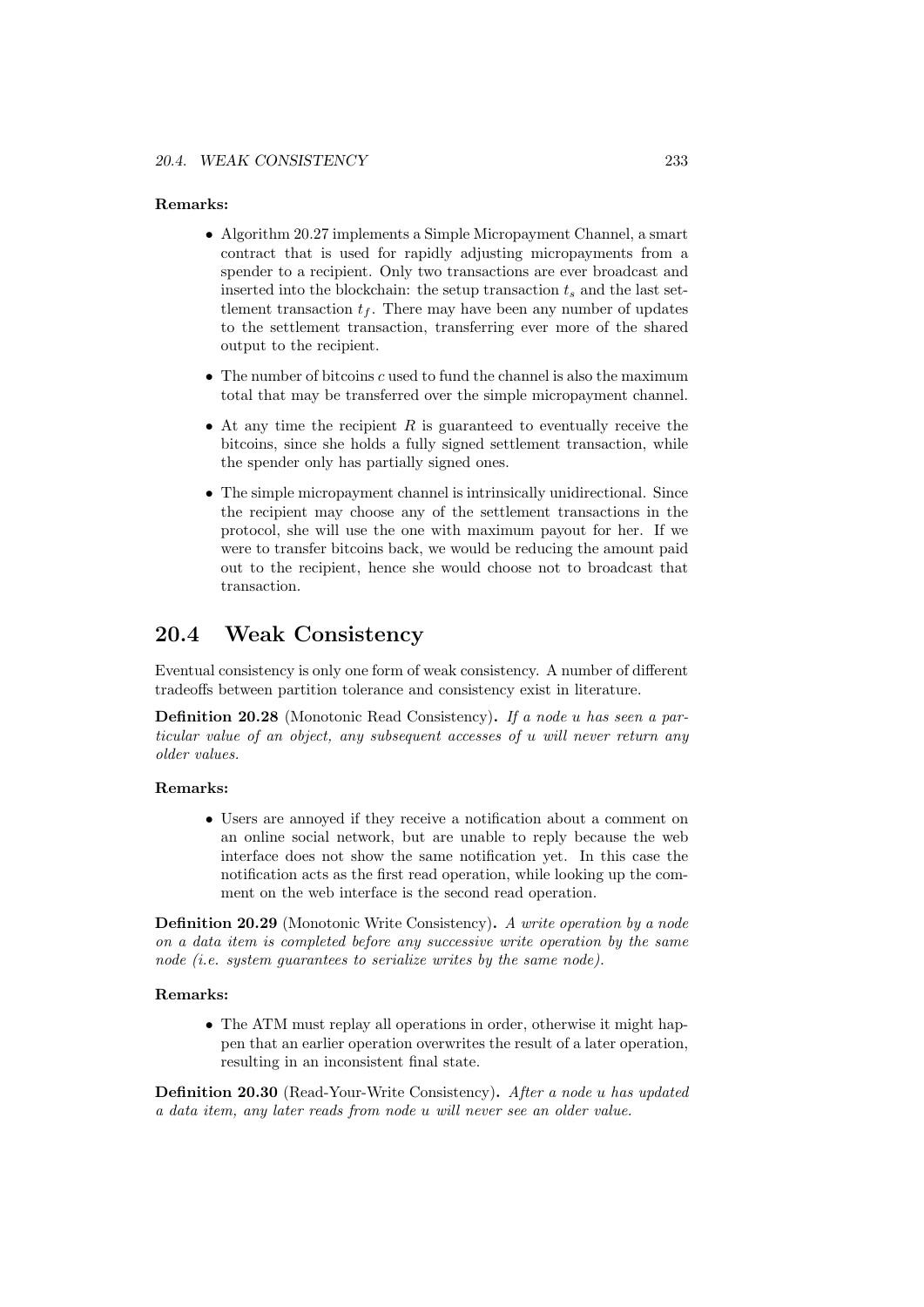**Remarks:**

- Algorithm 20.27 implements a Simple Micropayment Channel, a smart contract that is used for rapidly adjusting micropayments from a spender to a recipient. Only two transactions are ever broadcast and inserted into the blockchain: the setup transaction $t_s$ and the last settlement transaction $t_f$. There may have been any number of updates to the settlement transaction, transferring ever more of the shared output to the recipient.
- The number of bitcoins $c$ used to fund the channel is also the maximum total that may be transferred over the simple micropayment channel.
- At any time the recipient $R$ is guaranteed to eventually receive the bitcoins, since she holds a fully signed settlement transaction, while the spender only has partially signed ones.
- The simple micropayment channel is intrinsically unidirectional. Since the recipient may choose any of the settlement transactions in the protocol, she will use the one with maximum payout for her. If we were to transfer bitcoins back, we would be reducing the amount paid out to the recipient, hence she would choose not to broadcast that transaction.

## 20.4 Weak Consistency

Eventual consistency is only one form of weak consistency. A number of different tradeoffs between partition tolerance and consistency exist in literature.

**Definition 20.28** (Monotonic Read Consistency)**.** *If a node $u$ has seen a particular value of an object, any subsequent accesses of $u$ will never return any older values.*

**Remarks:**

- Users are annoyed if they receive a notification about a comment on an online social network, but are unable to reply because the web interface does not show the same notification yet. In this case the notification acts as the first read operation, while looking up the comment on the web interface is the second read operation.

**Definition 20.29** (Monotonic Write Consistency)**.** *A write operation by a node on a data item is completed before any successive write operation by the same node (i.e. system guarantees to serialize writes by the same node).*

**Remarks:**

- The ATM must replay all operations in order, otherwise it might happen that an earlier operation overwrites the result of a later operation, resulting in an inconsistent final state.

**Definition 20.30** (Read-Your-Write Consistency)**.** *After a node $u$ has updated a data item, any later reads from node $u$ will never see an older value.*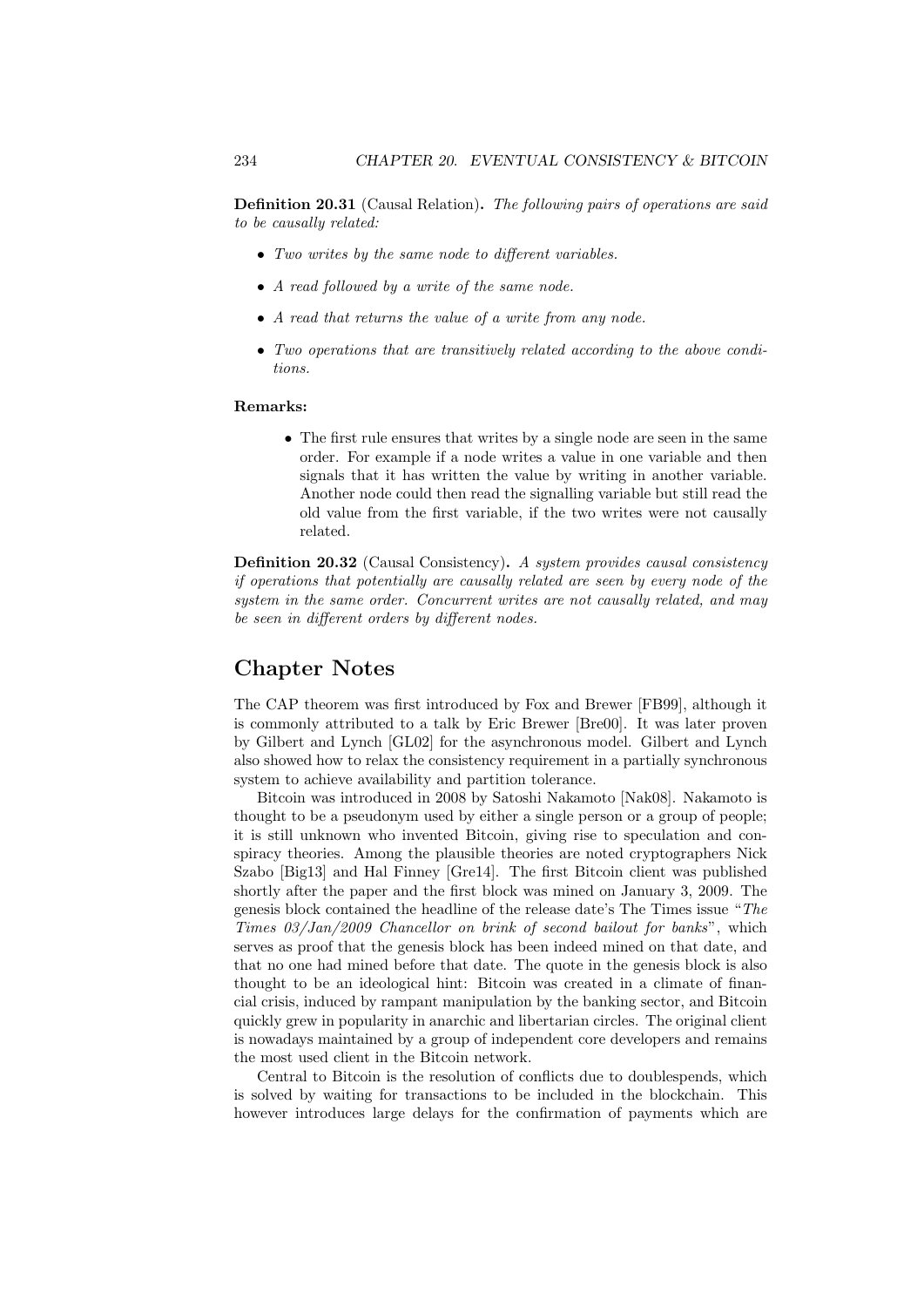**Definition 20.31** (Causal Relation)**.** *The following pairs of operations are said to be causally related:*

- *Two writes by the same node to different variables.*
- *A read followed by a write of the same node.*
- *A read that returns the value of a write from any node.*
- *Two operations that are transitively related according to the above conditions.*

**Remarks:**

- The first rule ensures that writes by a single node are seen in the same order. For example if a node writes a value in one variable and then signals that it has written the value by writing in another variable. Another node could then read the signalling variable but still read the old value from the first variable, if the two writes were not causally related.

**Definition 20.32** (Causal Consistency)**.** *A system provides causal consistency if operations that potentially are causally related are seen by every node of the system in the same order. Concurrent writes are not causally related, and may be seen in different orders by different nodes.*

## Chapter Notes

The CAP theorem was first introduced by Fox and Brewer [FB99], although it is commonly attributed to a talk by Eric Brewer [Bre00]. It was later proven by Gilbert and Lynch [GL02] for the asynchronous model. Gilbert and Lynch also showed how to relax the consistency requirement in a partially synchronous system to achieve availability and partition tolerance.

Bitcoin was introduced in 2008 by Satoshi Nakamoto [Nak08]. Nakamoto is thought to be a pseudonym used by either a single person or a group of people; it is still unknown who invented Bitcoin, giving rise to speculation and conspiracy theories. Among the plausible theories are noted cryptographers Nick Szabo [Big13] and Hal Finney [Gre14]. The first Bitcoin client was published shortly after the paper and the first block was mined on January 3, 2009. The genesis block contained the headline of the release date's The Times issue "*The Times 03/Jan/2009 Chancellor on brink of second bailout for banks*", which serves as proof that the genesis block has been indeed mined on that date, and that no one had mined before that date. The quote in the genesis block is also thought to be an ideological hint: Bitcoin was created in a climate of financial crisis, induced by rampant manipulation by the banking sector, and Bitcoin quickly grew in popularity in anarchic and libertarian circles. The original client is nowadays maintained by a group of independent core developers and remains the most used client in the Bitcoin network.

Central to Bitcoin is the resolution of conflicts due to doublespends, which is solved by waiting for transactions to be included in the blockchain. This however introduces large delays for the confirmation of payments which are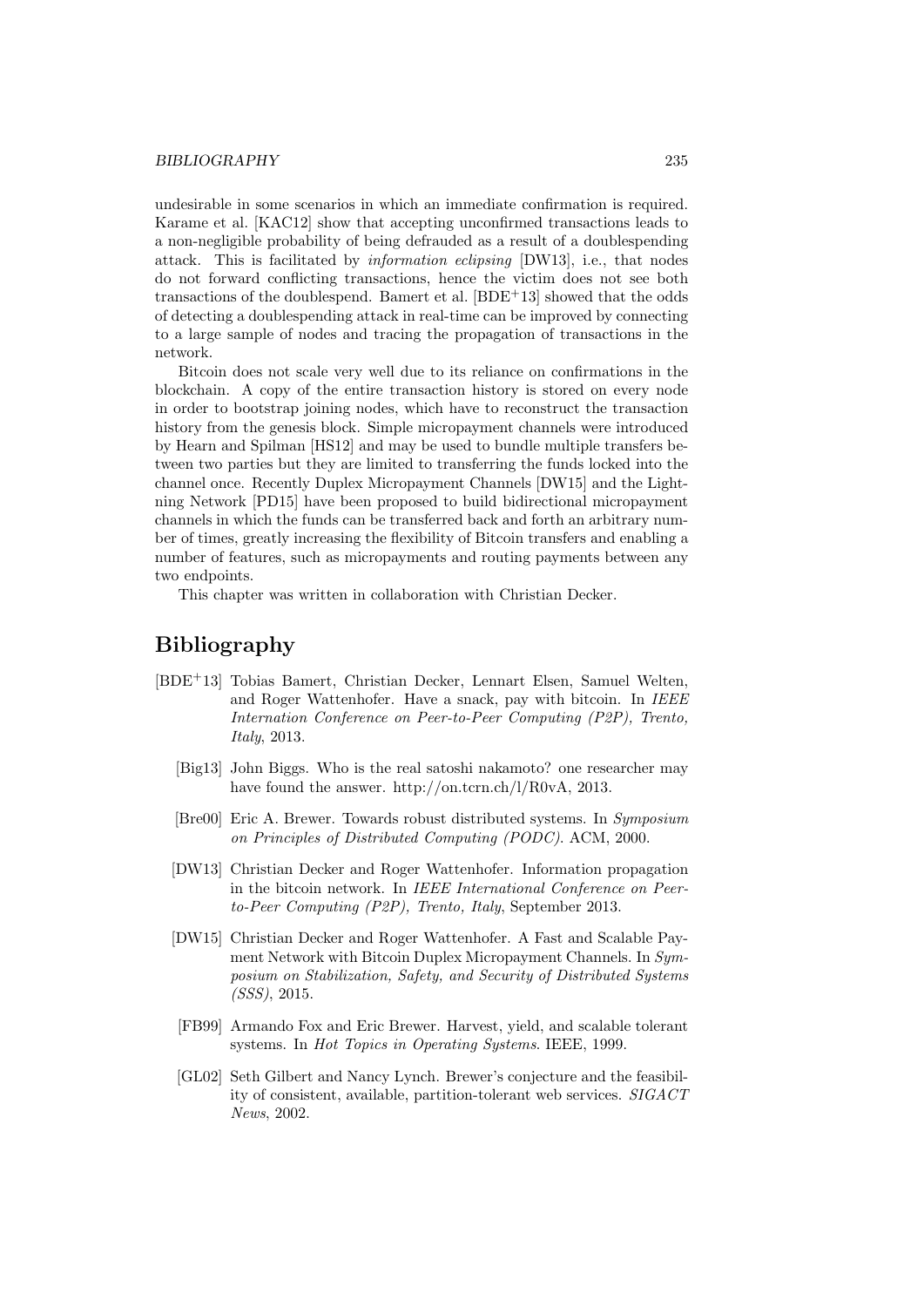undesirable in some scenarios in which an immediate confirmation is required. Karame et al. [KAC12] show that accepting unconfirmed transactions leads to a non-negligible probability of being defrauded as a result of a doublespending attack. This is facilitated by *information eclipsing* [DW13], i.e., that nodes do not forward conflicting transactions, hence the victim does not see both transactions of the doublespend. Bamert et al. [BDE+13] showed that the odds of detecting a doublespending attack in real-time can be improved by connecting to a large sample of nodes and tracing the propagation of transactions in the network.

Bitcoin does not scale very well due to its reliance on confirmations in the blockchain. A copy of the entire transaction history is stored on every node in order to bootstrap joining nodes, which have to reconstruct the transaction history from the genesis block. Simple micropayment channels were introduced by Hearn and Spilman [HS12] and may be used to bundle multiple transfers between two parties but they are limited to transferring the funds locked into the channel once. Recently Duplex Micropayment Channels [DW15] and the Lightning Network [PD15] have been proposed to build bidirectional micropayment channels in which the funds can be transferred back and forth an arbitrary number of times, greatly increasing the flexibility of Bitcoin transfers and enabling a number of features, such as micropayments and routing payments between any two endpoints.

This chapter was written in collaboration with Christian Decker.

## Bibliography

[BDE+13] Tobias Bamert, Christian Decker, Lennart Elsen, Samuel Welten, and Roger Wattenhofer. Have a snack, pay with bitcoin. In *IEEE Internation Conference on Peer-to-Peer Computing (P2P), Trento, Italy*, 2013.

[Big13] John Biggs. Who is the real satoshi nakamoto? one researcher may have found the answer. http://on.tcrn.ch/l/R0vA, 2013.

[Bre00] Eric A. Brewer. Towards robust distributed systems. In *Symposium on Principles of Distributed Computing (PODC)*. ACM, 2000.

[DW13] Christian Decker and Roger Wattenhofer. Information propagation in the bitcoin network. In *IEEE International Conference on Peer-to-Peer Computing (P2P), Trento, Italy*, September 2013.

[DW15] Christian Decker and Roger Wattenhofer. A Fast and Scalable Payment Network with Bitcoin Duplex Micropayment Channels. In *Symposium on Stabilization, Safety, and Security of Distributed Systems (SSS)*, 2015.

[FB99] Armando Fox and Eric Brewer. Harvest, yield, and scalable tolerant systems. In *Hot Topics in Operating Systems*. IEEE, 1999.

[GL02] Seth Gilbert and Nancy Lynch. Brewer's conjecture and the feasibility of consistent, available, partition-tolerant web services. *SIGACT News*, 2002.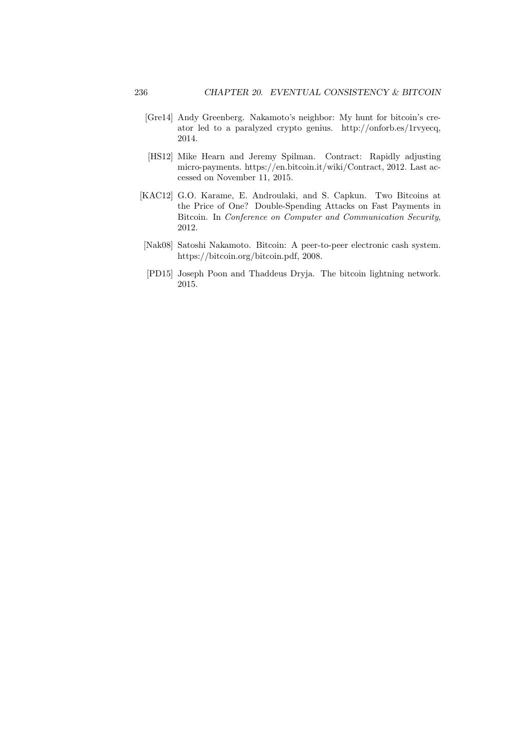[Gre14] Andy Greenberg. Nakamoto's neighbor: My hunt for bitcoin's creator led to a paralyzed crypto genius. http://onforb.es/1rvyecq, 2014.

[HS12] Mike Hearn and Jeremy Spilman. Contract: Rapidly adjusting micro-payments. https://en.bitcoin.it/wiki/Contract, 2012. Last accessed on November 11, 2015.

[KAC12] G.O. Karame, E. Androulaki, and S. Capkun. Two Bitcoins at the Price of One? Double-Spending Attacks on Fast Payments in Bitcoin. In *Conference on Computer and Communication Security*, 2012.

[Nak08] Satoshi Nakamoto. Bitcoin: A peer-to-peer electronic cash system. https://bitcoin.org/bitcoin.pdf, 2008.

[PD15] Joseph Poon and Thaddeus Dryja. The bitcoin lightning network. 2015.